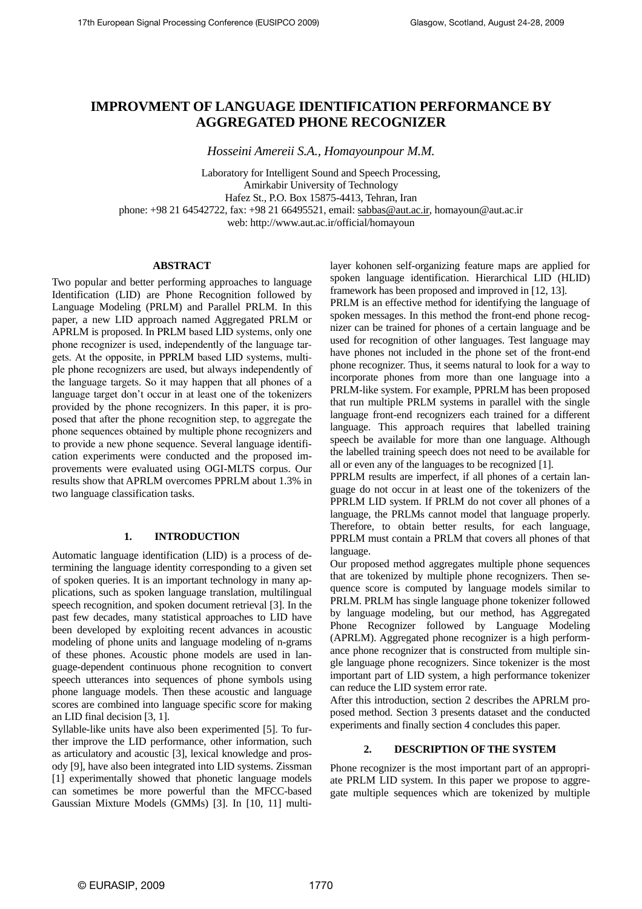# IMPROVMENT OF LANGUAGE IDENTIFICATION PERFORMANCE BY AGGREGATED PHONE RECOGNIZER

*Hosseini Amereii S.A., Homayounpour M.M.*

Laboratory for Intelligent Sound and Speech Processing,
Amirkabir University of Technology
Hafez St., P.O. Box 15875-4413, Tehran, Iran
phone: +98 21 64542722, fax: +98 21 66495521, email: sabbas@aut.ac.ir, homayoun@aut.ac.ir
web: http://www.aut.ac.ir/official/homayoun

### ABSTRACT

Two popular and better performing approaches to language Identification (LID) are Phone Recognition followed by Language Modeling (PRLM) and Parallel PRLM. In this paper, a new LID approach named Aggregated PRLM or APRLM is proposed. In PRLM based LID systems, only one phone recognizer is used, independently of the language targets. At the opposite, in PPRLM based LID systems, multiple phone recognizers are used, but always independently of the language targets. So it may happen that all phones of a language target don't occur in at least one of the tokenizers provided by the phone recognizers. In this paper, it is proposed that after the phone recognition step, to aggregate the phone sequences obtained by multiple phone recognizers and to provide a new phone sequence. Several language identification experiments were conducted and the proposed improvements were evaluated using OGI-MLTS corpus. Our results show that APRLM overcomes PPRLM about 1.3% in two language classification tasks.

## 1. INTRODUCTION

Automatic language identification (LID) is a process of determining the language identity corresponding to a given set of spoken queries. It is an important technology in many applications, such as spoken language translation, multilingual speech recognition, and spoken document retrieval [3]. In the past few decades, many statistical approaches to LID have been developed by exploiting recent advances in acoustic modeling of phone units and language modeling of n-grams of these phones. Acoustic phone models are used in language-dependent continuous phone recognition to convert speech utterances into sequences of phone symbols using phone language models. Then these acoustic and language scores are combined into language specific score for making an LID final decision [3, 1].

Syllable-like units have also been experimented [5]. To further improve the LID performance, other information, such as articulatory and acoustic [3], lexical knowledge and prosody [9], have also been integrated into LID systems. Zissman [1] experimentally showed that phonetic language models can sometimes be more powerful than the MFCC-based Gaussian Mixture Models (GMMs) [3]. In [10, 11] multilayer kohonen self-organizing feature maps are applied for spoken language identification. Hierarchical LID (HLID) framework has been proposed and improved in [12, 13].

PRLM is an effective method for identifying the language of spoken messages. In this method the front-end phone recognizer can be trained for phones of a certain language and be used for recognition of other languages. Test language may have phones not included in the phone set of the front-end phone recognizer. Thus, it seems natural to look for a way to incorporate phones from more than one language into a PRLM-like system. For example, PPRLM has been proposed that run multiple PRLM systems in parallel with the single language front-end recognizers each trained for a different language. This approach requires that labelled training speech be available for more than one language. Although the labelled training speech does not need to be available for all or even any of the languages to be recognized [1].

PPRLM results are imperfect, if all phones of a certain language do not occur in at least one of the tokenizers of the PPRLM LID system. If PRLM do not cover all phones of a language, the PRLMs cannot model that language properly. Therefore, to obtain better results, for each language, PPRLM must contain a PRLM that covers all phones of that language.

Our proposed method aggregates multiple phone sequences that are tokenized by multiple phone recognizers. Then sequence score is computed by language models similar to PRLM. PRLM has single language phone tokenizer followed by language modeling, but our method, has Aggregated Phone Recognizer followed by Language Modeling (APRLM). Aggregated phone recognizer is a high performance phone recognizer that is constructed from multiple single language phone recognizers. Since tokenizer is the most important part of LID system, a high performance tokenizer can reduce the LID system error rate.

After this introduction, section 2 describes the APRLM proposed method. Section 3 presents dataset and the conducted experiments and finally section 4 concludes this paper.

## 2. DESCRIPTION OF THE SYSTEM

Phone recognizer is the most important part of an appropriate PRLM LID system. In this paper we propose to aggregate multiple sequences which are tokenized by multiple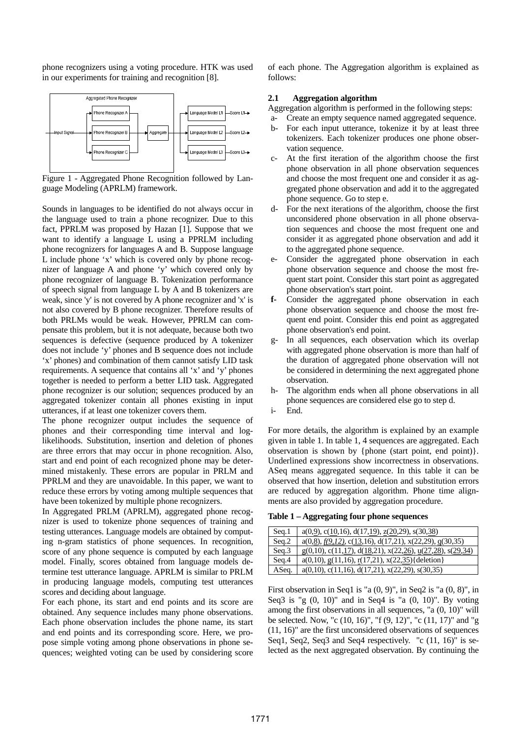phone recognizers using a voting procedure. HTK was used in our experiments for training and recognition [8].

Figure 1 - Aggregated Phone Recognition followed by Language Modeling (APRLM) framework.

Sounds in languages to be identified do not always occur in the language used to train a phone recognizer. Due to this fact, PPRLM was proposed by Hazan [1]. Suppose that we want to identify a language L using a PPRLM including phone recognizers for languages A and B. Suppose language L include phone 'x' which is covered only by phone recognizer of language A and phone 'y' which covered only by phone recognizer of language B. Tokenization performance of speech signal from language L by A and B tokenizers are weak, since 'y' is not covered by A phone recognizer and 'x' is not also covered by B phone recognizer. Therefore results of both PRLMs would be weak. However, PPRLM can compensate this problem, but it is not adequate, because both two sequences is defective (sequence produced by A tokenizer does not include 'y' phones and B sequence does not include 'x' phones) and combination of them cannot satisfy LID task requirements. A sequence that contains all 'x' and 'y' phones together is needed to perform a better LID task. Aggregated phone recognizer is our solution; sequences produced by an aggregated tokenizer contain all phones existing in input utterances, if at least one tokenizer covers them.

The phone recognizer output includes the sequence of phones and their corresponding time interval and log-likelihoods. Substitution, insertion and deletion of phones are three errors that may occur in phone recognition. Also, start and end point of each recognized phone may be determined mistakenly. These errors are popular in PRLM and PPRLM and they are unavoidable. In this paper, we want to reduce these errors by voting among multiple sequences that have been tokenized by multiple phone recognizers.

In Aggregated PRLM (APRLM), aggregated phone recognizer is used to tokenize phone sequences of training and testing utterances. Language models are obtained by computing n-gram statistics of phone sequences. In recognition, score of any phone sequence is computed by each language model. Finally, scores obtained from language models determine test utterance language. APRLM is similar to PRLM in producing language models, computing test utterances scores and deciding about language.

For each phone, its start and end points and its score are obtained. Any sequence includes many phone observations. Each phone observation includes the phone name, its start and end points and its corresponding score. Here, we propose simple voting among phone observations in phone sequences; weighted voting can be used by considering score of each phone. The Aggregation algorithm is explained as follows:

### 2.1 Aggregation algorithm

Aggregation algorithm is performed in the following steps:

- a- Create an empty sequence named aggregated sequence.
- b- For each input utterance, tokenize it by at least three tokenizers. Each tokenizer produces one phone observation sequence.
- c- At the first iteration of the algorithm choose the first phone observation in all phone observation sequences and choose the most frequent one and consider it as aggregated phone observation and add it to the aggregated phone sequence. Go to step e.
- d- For the next iterations of the algorithm, choose the first unconsidered phone observation in all phone observation sequences and choose the most frequent one and consider it as aggregated phone observation and add it to the aggregated phone sequence.
- e- Consider the aggregated phone observation in each phone observation sequence and choose the most frequent start point. Consider this start point as aggregated phone observation's start point.
- **f-** Consider the aggregated phone observation in each phone observation sequence and choose the most frequent end point. Consider this end point as aggregated phone observation's end point.
- g- In all sequences, each observation which its overlap with aggregated phone observation is more than half of the duration of aggregated phone observation will not be considered in determining the next aggregated phone observation.
- h- The algorithm ends when all phone observations in all phone sequences are considered else go to step d.
- i- End.

For more details, the algorithm is explained by an example given in table 1. In table 1, 4 sequences are aggregated. Each observation is shown by {phone (start point, end point)}. Underlined expressions show incorrectness in observations. ASeq means aggregated sequence. In this table it can be observed that how insertion, deletion and substitution errors are reduced by aggregation algorithm. Phone time alignments are also provided by aggregation procedure.

**Table 1 – Aggregating four phone sequences**

| | |
|---|---|
| Seq.1 | a(0,<u>9</u>), c(<u>10</u>,16), d(17,<u>19</u>), <u>z</u>(<u>20</u>,29), s(30,<u>38</u>) |
| Seq.2 | a(0,<u>8</u>), <u>*f(9,12)*</u>, c(<u>13</u>,16), d(17,21), x(22,29), <u>g</u>(30,35) |
| Seq.3 | <u>g</u>(0,10), c(11,<u>17</u>), d(<u>18</u>,21), x(22,<u>26</u>), <u>u</u>(<u>27</u>,<u>28</u>), s(<u>29</u>,<u>34</u>) |
| Seq.4 | a(0,10), <u>g</u>(11,16), <u>r</u>(17,21), x(22,<u>35</u>){deletion} |
| ASeq. | a(0,10), c(11,16), d(17,21), x(22,29), s(30,35) |

First observation in Seq1 is "a (0, 9)", in Seq2 is "a (0, 8)", in Seq3 is "g (0, 10)" and in Seq4 is "a (0, 10)". By voting among the first observations in all sequences, "a (0, 10)" will be selected. Now, "c (10, 16)", "f (9, 12)", "c (11, 17)" and "g (11, 16)" are the first unconsidered observations of sequences Seq1, Seq2, Seq3 and Seq4 respectively. "c (11, 16)" is selected as the next aggregated observation. By continuing the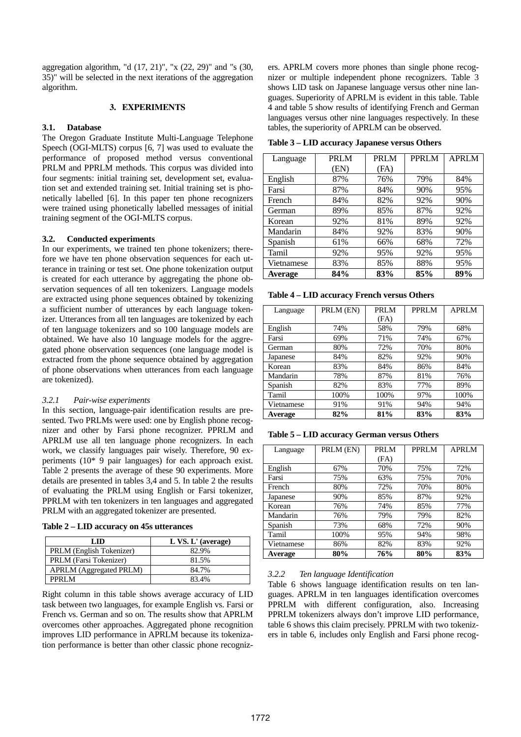aggregation algorithm, "d (17, 21)", "x (22, 29)" and "s (30, 35)" will be selected in the next iterations of the aggregation algorithm.

## 3. EXPERIMENTS

### 3.1. Database

The Oregon Graduate Institute Multi-Language Telephone Speech (OGI-MLTS) corpus [6, 7] was used to evaluate the performance of proposed method versus conventional PRLM and PPRLM methods. This corpus was divided into four segments: initial training set, development set, evaluation set and extended training set. Initial training set is phonetically labelled [6]. In this paper ten phone recognizers were trained using phonetically labelled messages of initial training segment of the OGI-MLTS corpus.

### 3.2. Conducted experiments

In our experiments, we trained ten phone tokenizers; therefore we have ten phone observation sequences for each utterance in training or test set. One phone tokenization output is created for each utterance by aggregating the phone observation sequences of all ten tokenizers. Language models are extracted using phone sequences obtained by tokenizing a sufficient number of utterances by each language tokenizer. Utterances from all ten languages are tokenized by each of ten language tokenizers and so 100 language models are obtained. We have also 10 language models for the aggregated phone observation sequences (one language model is extracted from the phone sequence obtained by aggregation of phone observations when utterances from each language are tokenized).

#### *3.2.1 Pair-wise experiments*

In this section, language-pair identification results are presented. Two PRLMs were used: one by English phone recognizer and other by Farsi phone recognizer. PPRLM and APRLM use all ten language phone recognizers. In each work, we classify languages pair wisely. Therefore, 90 experiments (10* 9 pair languages) for each approach exist. Table 2 presents the average of these 90 experiments. More details are presented in tables 3,4 and 5. In table 2 the results of evaluating the PRLM using English or Farsi tokenizer, PPRLM with ten tokenizers in ten languages and aggregated PRLM with an aggregated tokenizer are presented.

**Table 2 – LID accuracy on 45s utterances**

| LID | L VS. L' (average) |
|---|---|
| PRLM (English Tokenizer) | 82.9% |
| PRLM (Farsi Tokenizer) | 81.5% |
| APRLM (Aggregated PRLM) | 84.7% |
| PPRLM | 83.4% |

Right column in this table shows average accuracy of LID task between two languages, for example English vs. Farsi or French vs. German and so on. The results show that APRLM overcomes other approaches. Aggregated phone recognition improves LID performance in APRLM because its tokenization performance is better than other classic phone recognizers. APRLM covers more phones than single phone recognizer or multiple independent phone recognizers. Table 3 shows LID task on Japanese language versus other nine languages. Superiority of APRLM is evident in this table. Table 4 and table 5 show results of identifying French and German languages versus other nine languages respectively. In these tables, the superiority of APRLM can be observed.

**Table 3 – LID accuracy Japanese versus Others**

| Language | PRLM (EN) | PRLM (FA) | PPRLM | APRLM |
|---|---|---|---|---|
| English | 87% | 76% | 79% | 84% |
| Farsi | 87% | 84% | 90% | 95% |
| French | 84% | 82% | 92% | 90% |
| German | 89% | 85% | 87% | 92% |
| Korean | 92% | 81% | 89% | 92% |
| Mandarin | 84% | 92% | 83% | 90% |
| Spanish | 61% | 66% | 68% | 72% |
| Tamil | 92% | 95% | 92% | 95% |
| Vietnamese | 83% | 85% | 88% | 95% |
| **Average** | **84%** | **83%** | **85%** | **89%** |

**Table 4 – LID accuracy French versus Others**

| Language | PRLM (EN) | PRLM (FA) | PPRLM | APRLM |
|---|---|---|---|---|
| English | 74% | 58% | 79% | 68% |
| Farsi | 69% | 71% | 74% | 67% |
| German | 80% | 72% | 70% | 80% |
| Japanese | 84% | 82% | 92% | 90% |
| Korean | 83% | 84% | 86% | 84% |
| Mandarin | 78% | 87% | 81% | 76% |
| Spanish | 82% | 83% | 77% | 89% |
| Tamil | 100% | 100% | 97% | 100% |
| Vietnamese | 91% | 91% | 94% | 94% |
| **Average** | **82%** | **81%** | **83%** | **83%** |

**Table 5 – LID accuracy German versus Others**

| Language | PRLM (EN) | PRLM (FA) | PPRLM | APRLM |
|---|---|---|---|---|
| English | 67% | 70% | 75% | 72% |
| Farsi | 75% | 63% | 75% | 70% |
| French | 80% | 72% | 70% | 80% |
| Japanese | 90% | 85% | 87% | 92% |
| Korean | 76% | 74% | 85% | 77% |
| Mandarin | 76% | 79% | 79% | 82% |
| Spanish | 73% | 68% | 72% | 90% |
| Tamil | 100% | 95% | 94% | 98% |
| Vietnamese | 86% | 82% | 83% | 92% |
| **Average** | **80%** | **76%** | **80%** | **83%** |

#### *3.2.2 Ten language Identification*

Table 6 shows language identification results on ten languages. APRLM in ten languages identification overcomes PPRLM with different configuration, also. Increasing PPRLM tokenizers always don't improve LID performance, table 6 shows this claim precisely. PPRLM with two tokenizers in table 6, includes only English and Farsi phone recog-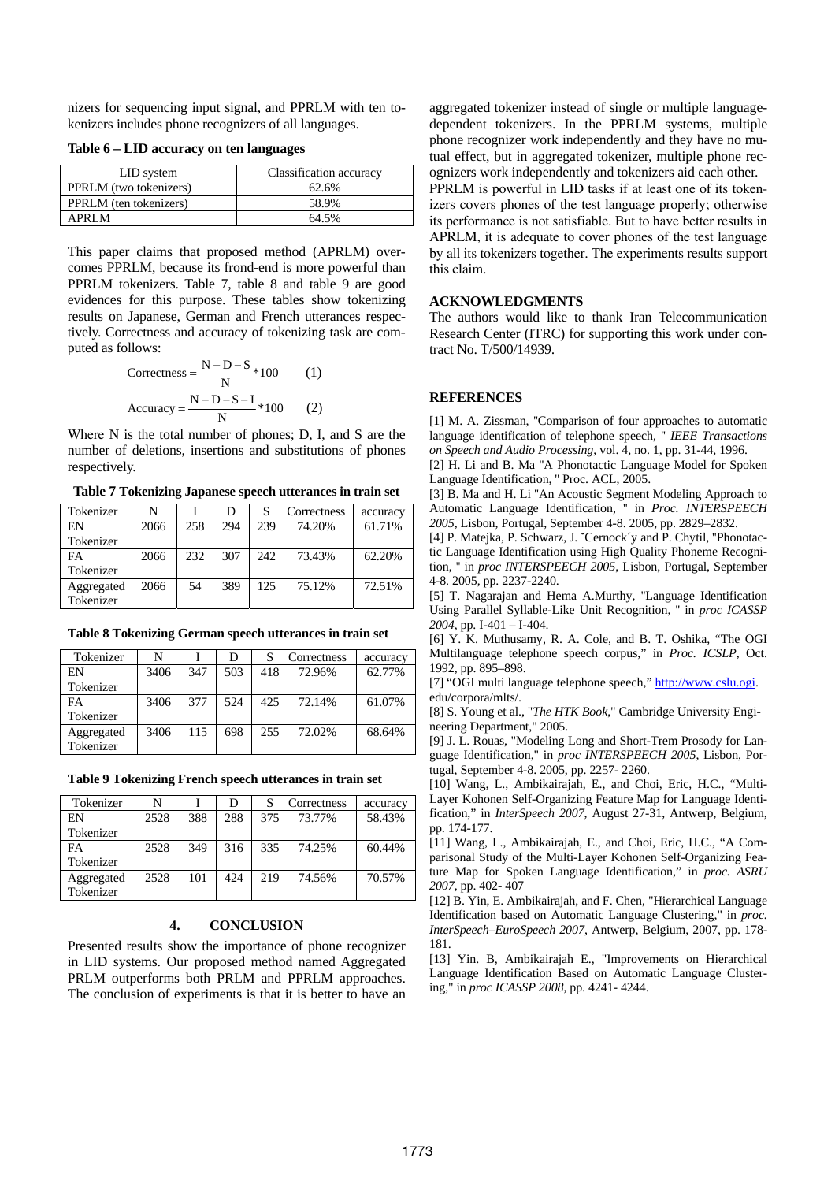nizers for sequencing input signal, and PPRLM with ten tokenizers includes phone recognizers of all languages.

**Table 6 – LID accuracy on ten languages**

| LID system | Classification accuracy |
|---|---|
| PPRLM (two tokenizers) | 62.6% |
| PPRLM (ten tokenizers) | 58.9% |
| APRLM | 64.5% |

This paper claims that proposed method (APRLM) overcomes PPRLM, because its frond-end is more powerful than PPRLM tokenizers. Table 7, table 8 and table 9 are good evidences for this purpose. These tables show tokenizing results on Japanese, German and French utterances respectively. Correctness and accuracy of tokenizing task are computed as follows:

$$\text{Correctness} = \frac{N - D - S}{N} * 100 \qquad (1)$$

$$\text{Accuracy} = \frac{N - D - S - I}{N} * 100 \qquad (2)$$

Where N is the total number of phones; D, I, and S are the number of deletions, insertions and substitutions of phones respectively.

**Table 7 Tokenizing Japanese speech utterances in train set**

| Tokenizer | N | I | D | S | Correctness | accuracy |
|---|---|---|---|---|---|---|
| EN Tokenizer | 2066 | 258 | 294 | 239 | 74.20% | 61.71% |
| FA Tokenizer | 2066 | 232 | 307 | 242 | 73.43% | 62.20% |
| Aggregated Tokenizer | 2066 | 54 | 389 | 125 | 75.12% | 72.51% |

**Table 8 Tokenizing German speech utterances in train set**

| Tokenizer | N | I | D | S | Correctness | accuracy |
|---|---|---|---|---|---|---|
| EN Tokenizer | 3406 | 347 | 503 | 418 | 72.96% | 62.77% |
| FA Tokenizer | 3406 | 377 | 524 | 425 | 72.14% | 61.07% |
| Aggregated Tokenizer | 3406 | 115 | 698 | 255 | 72.02% | 68.64% |

**Table 9 Tokenizing French speech utterances in train set**

| Tokenizer | N | I | D | S | Correctness | accuracy |
|---|---|---|---|---|---|---|
| EN Tokenizer | 2528 | 388 | 288 | 375 | 73.77% | 58.43% |
| FA Tokenizer | 2528 | 349 | 316 | 335 | 74.25% | 60.44% |
| Aggregated Tokenizer | 2528 | 101 | 424 | 219 | 74.56% | 70.57% |

## 4. CONCLUSION

Presented results show the importance of phone recognizer in LID systems. Our proposed method named Aggregated PRLM outperforms both PRLM and PPRLM approaches. The conclusion of experiments is that it is better to have an aggregated tokenizer instead of single or multiple language-dependent tokenizers. In the PPRLM systems, multiple phone recognizer work independently and they have no mutual effect, but in aggregated tokenizer, multiple phone recognizers work independently and tokenizers aid each other. PPRLM is powerful in LID tasks if at least one of its tokenizers covers phones of the test language properly; otherwise its performance is not satisfiable. But to have better results in APRLM, it is adequate to cover phones of the test language by all its tokenizers together. The experiments results support this claim.

## ACKNOWLEDGMENTS

The authors would like to thank Iran Telecommunication Research Center (ITRC) for supporting this work under contract No. T/500/14939.

## REFERENCES

[1] M. A. Zissman, "Comparison of four approaches to automatic language identification of telephone speech, " *IEEE Transactions on Speech and Audio Processing*, vol. 4, no. 1, pp. 31-44, 1996.

[2] H. Li and B. Ma "A Phonotactic Language Model for Spoken Language Identification, " Proc. ACL, 2005.

[3] B. Ma and H. Li "An Acoustic Segment Modeling Approach to Automatic Language Identification, " in *Proc. INTERSPEECH 2005*, Lisbon, Portugal, September 4-8. 2005, pp. 2829–2832.

[4] P. Matejka, P. Schwarz, J. ˇCernock´y and P. Chytil, "Phonotactic Language Identification using High Quality Phoneme Recognition, " in *proc INTERSPEECH 2005*, Lisbon, Portugal, September 4-8. 2005, pp. 2237-2240.

[5] T. Nagarajan and Hema A.Murthy, "Language Identification Using Parallel Syllable-Like Unit Recognition, " in *proc ICASSP 2004*, pp. I-401 – I-404.

[6] Y. K. Muthusamy, R. A. Cole, and B. T. Oshika, "The OGI Multilanguage telephone speech corpus," in *Proc. ICSLP*, Oct. 1992, pp. 895–898.

[7] "OGI multi language telephone speech," http://www.cslu.ogi.edu/corpora/mlts/.

[8] S. Young et al., "*The HTK Book*," Cambridge University Engineering Department," 2005.

[9] J. L. Rouas, "Modeling Long and Short-Trem Prosody for Language Identification," in *proc INTERSPEECH 2005*, Lisbon, Portugal, September 4-8. 2005, pp. 2257- 2260.

[10] Wang, L., Ambikairajah, E., and Choi, Eric, H.C., "Multi-Layer Kohonen Self-Organizing Feature Map for Language Identification," in *InterSpeech 2007*, August 27-31, Antwerp, Belgium, pp. 174-177.

[11] Wang, L., Ambikairajah, E., and Choi, Eric, H.C., "A Comparisonal Study of the Multi-Layer Kohonen Self-Organizing Feature Map for Spoken Language Identification," in *proc. ASRU 2007*, pp. 402- 407

[12] B. Yin, E. Ambikairajah, and F. Chen, "Hierarchical Language Identification based on Automatic Language Clustering," in *proc. InterSpeech–EuroSpeech 2007*, Antwerp, Belgium, 2007, pp. 178-181.

[13] Yin. B, Ambikairajah E., "Improvements on Hierarchical Language Identification Based on Automatic Language Clustering," in *proc ICASSP 2008*, pp. 4241- 4244.